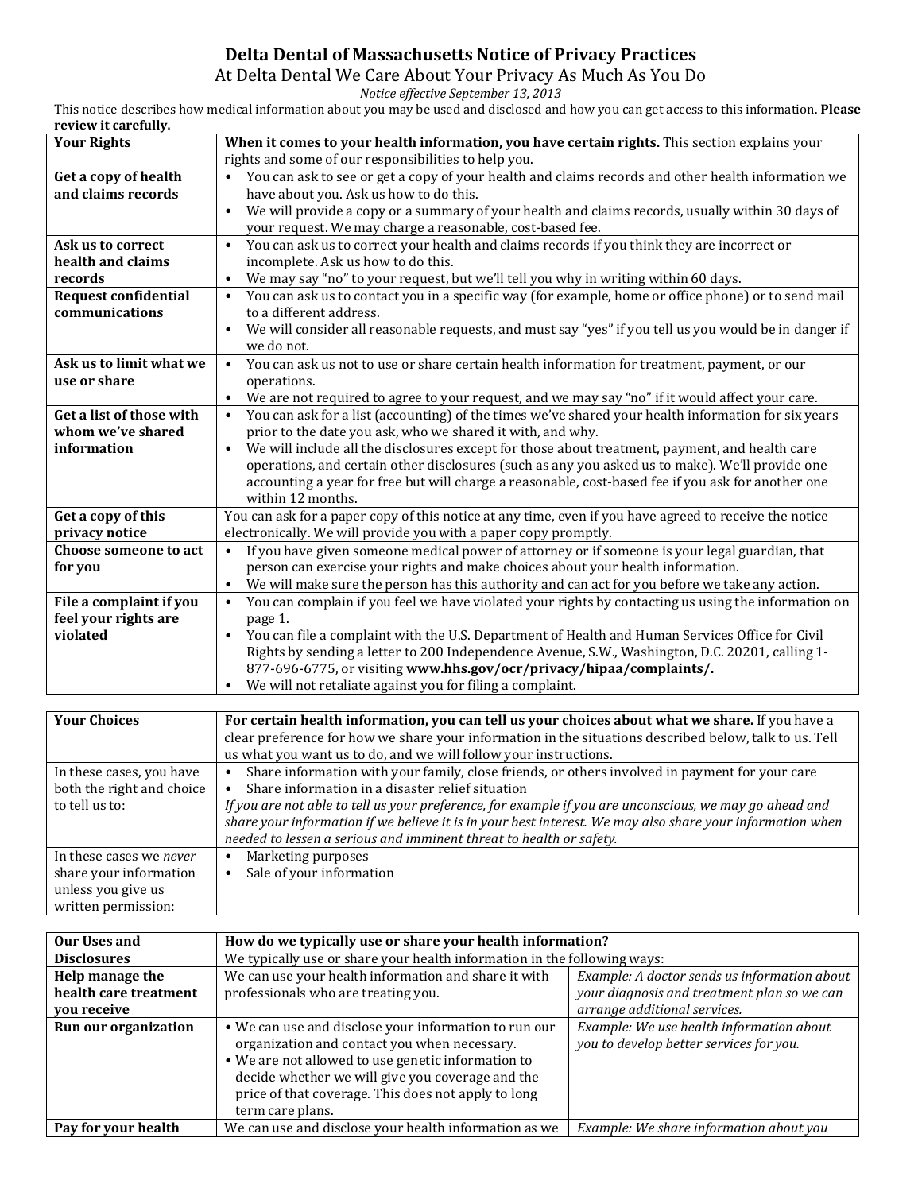# Delta Dental of Massachusetts Notice of Privacy Practices

## At Delta Dental We Care About Your Privacy As Much As You Do

*Notice effective September 13, 2013*

This notice describes how medical information about you may be used and disclosed and how you can get access to this information. **Please review it carefully.**

| **Your Rights** | **When it comes to your health information, you have certain rights.** This section explains your rights and some of our responsibilities to help you. |
|---|---|
| **Get a copy of health and claims records** | • You can ask to see or get a copy of your health and claims records and other health information we have about you. Ask us how to do this.<br>• We will provide a copy or a summary of your health and claims records, usually within 30 days of your request. We may charge a reasonable, cost-based fee. |
| **Ask us to correct health and claims records** | • You can ask us to correct your health and claims records if you think they are incorrect or incomplete. Ask us how to do this.<br>• We may say "no" to your request, but we'll tell you why in writing within 60 days. |
| **Request confidential communications** | • You can ask us to contact you in a specific way (for example, home or office phone) or to send mail to a different address.<br>• We will consider all reasonable requests, and must say "yes" if you tell us you would be in danger if we do not. |
| **Ask us to limit what we use or share** | • You can ask us not to use or share certain health information for treatment, payment, or our operations.<br>• We are not required to agree to your request, and we may say "no" if it would affect your care. |
| **Get a list of those with whom we've shared information** | • You can ask for a list (accounting) of the times we've shared your health information for six years prior to the date you ask, who we shared it with, and why.<br>• We will include all the disclosures except for those about treatment, payment, and health care operations, and certain other disclosures (such as any you asked us to make). We'll provide one accounting a year for free but will charge a reasonable, cost-based fee if you ask for another one within 12 months. |
| **Get a copy of this privacy notice** | You can ask for a paper copy of this notice at any time, even if you have agreed to receive the notice electronically. We will provide you with a paper copy promptly. |
| **Choose someone to act for you** | • If you have given someone medical power of attorney or if someone is your legal guardian, that person can exercise your rights and make choices about your health information.<br>• We will make sure the person has this authority and can act for you before we take any action. |
| **File a complaint if you feel your rights are violated** | • You can complain if you feel we have violated your rights by contacting us using the information on page 1.<br>• You can file a complaint with the U.S. Department of Health and Human Services Office for Civil Rights by sending a letter to 200 Independence Avenue, S.W., Washington, D.C. 20201, calling 1-877-696-6775, or visiting **www.hhs.gov/ocr/privacy/hipaa/complaints/.**<br>• We will not retaliate against you for filing a complaint. |

| **Your Choices** | **For certain health information, you can tell us your choices about what we share.** If you have a clear preference for how we share your information in the situations described below, talk to us. Tell us what you want us to do, and we will follow your instructions. |
|---|---|
| In these cases, you have both the right and choice to tell us to: | • Share information with your family, close friends, or others involved in payment for your care<br>• Share information in a disaster relief situation<br>*If you are not able to tell us your preference, for example if you are unconscious, we may go ahead and share your information if we believe it is in your best interest. We may also share your information when needed to lessen a serious and imminent threat to health or safety.* |
| In these cases we *never* share your information unless you give us written permission: | • Marketing purposes<br>• Sale of your information |

| **Our Uses and Disclosures** | **How do we typically use or share your health information?**<br>We typically use or share your health information in the following ways: | |
|---|---|---|
| **Help manage the health care treatment you receive** | We can use your health information and share it with professionals who are treating you. | *Example: A doctor sends us information about your diagnosis and treatment plan so we can arrange additional services.* |
| **Run our organization** | • We can use and disclose your information to run our organization and contact you when necessary.<br>• We are not allowed to use genetic information to decide whether we will give you coverage and the price of that coverage. This does not apply to long term care plans. | *Example: We use health information about you to develop better services for you.* |
| **Pay for your health** | We can use and disclose your health information as we | *Example: We share information about you* |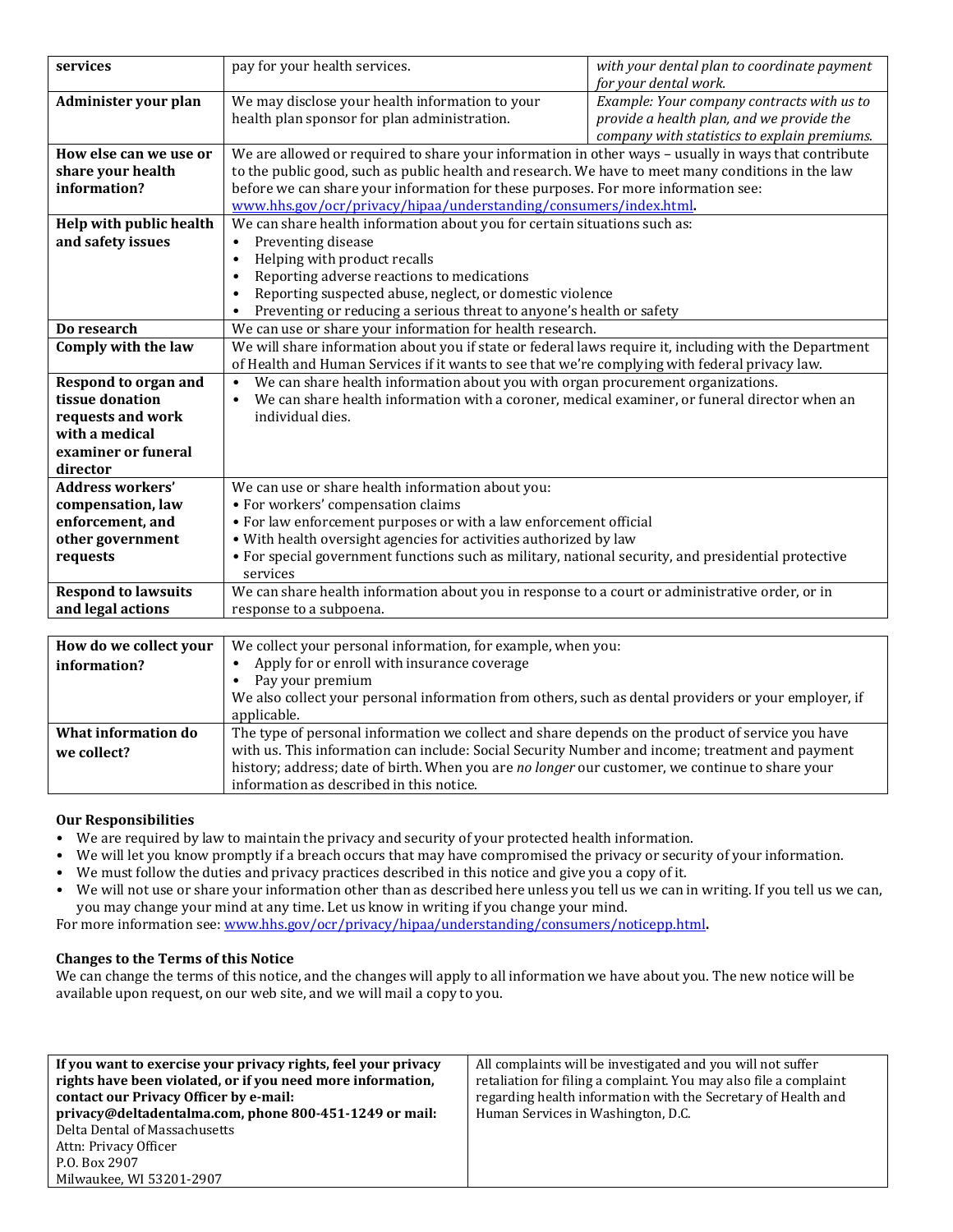| | | |
|---|---|---|
| **services** | pay for your health services. | *with your dental plan to coordinate payment for your dental work.* |
| **Administer your plan** | We may disclose your health information to your health plan sponsor for plan administration. | *Example: Your company contracts with us to provide a health plan, and we provide the company with statistics to explain premiums.* |
| **How else can we use or share your health information?** | We are allowed or required to share your information in other ways – usually in ways that contribute to the public good, such as public health and research. We have to meet many conditions in the law before we can share your information for these purposes. For more information see: www.hhs.gov/ocr/privacy/hipaa/understanding/consumers/index.html. | |
| **Help with public health and safety issues** | We can share health information about you for certain situations such as:<br>• Preventing disease<br>• Helping with product recalls<br>• Reporting adverse reactions to medications<br>• Reporting suspected abuse, neglect, or domestic violence<br>• Preventing or reducing a serious threat to anyone's health or safety | |
| **Do research** | We can use or share your information for health research. | |
| **Comply with the law** | We will share information about you if state or federal laws require it, including with the Department of Health and Human Services if it wants to see that we're complying with federal privacy law. | |
| **Respond to organ and tissue donation requests and work with a medical examiner or funeral director** | • We can share health information about you with organ procurement organizations.<br>• We can share health information with a coroner, medical examiner, or funeral director when an individual dies. | |
| **Address workers' compensation, law enforcement, and other government requests** | We can use or share health information about you:<br>• For workers' compensation claims<br>• For law enforcement purposes or with a law enforcement official<br>• With health oversight agencies for activities authorized by law<br>• For special government functions such as military, national security, and presidential protective services | |
| **Respond to lawsuits and legal actions** | We can share health information about you in response to a court or administrative order, or in response to a subpoena. | |

| | |
|---|---|
| **How do we collect your information?** | We collect your personal information, for example, when you:<br>• Apply for or enroll with insurance coverage<br>• Pay your premium<br>We also collect your personal information from others, such as dental providers or your employer, if applicable. |
| **What information do we collect?** | The type of personal information we collect and share depends on the product of service you have with us. This information can include: Social Security Number and income; treatment and payment history; address; date of birth. When you are *no longer* our customer, we continue to share your information as described in this notice. |

**Our Responsibilities**

- We are required by law to maintain the privacy and security of your protected health information.
- We will let you know promptly if a breach occurs that may have compromised the privacy or security of your information.
- We must follow the duties and privacy practices described in this notice and give you a copy of it.
- We will not use or share your information other than as described here unless you tell us we can in writing. If you tell us we can, you may change your mind at any time. Let us know in writing if you change your mind.

For more information see: www.hhs.gov/ocr/privacy/hipaa/understanding/consumers/noticepp.html.

**Changes to the Terms of this Notice**

We can change the terms of this notice, and the changes will apply to all information we have about you. The new notice will be available upon request, on our web site, and we will mail a copy to you.

| | |
|---|---|
| **If you want to exercise your privacy rights, feel your privacy rights have been violated, or if you need more information, contact our Privacy Officer by e-mail: privacy@deltadentalma.com, phone 800-451-1249 or mail:**<br>Delta Dental of Massachusetts<br>Attn: Privacy Officer<br>P.O. Box 2907<br>Milwaukee, WI 53201-2907 | All complaints will be investigated and you will not suffer retaliation for filing a complaint. You may also file a complaint regarding health information with the Secretary of Health and Human Services in Washington, D.C. |